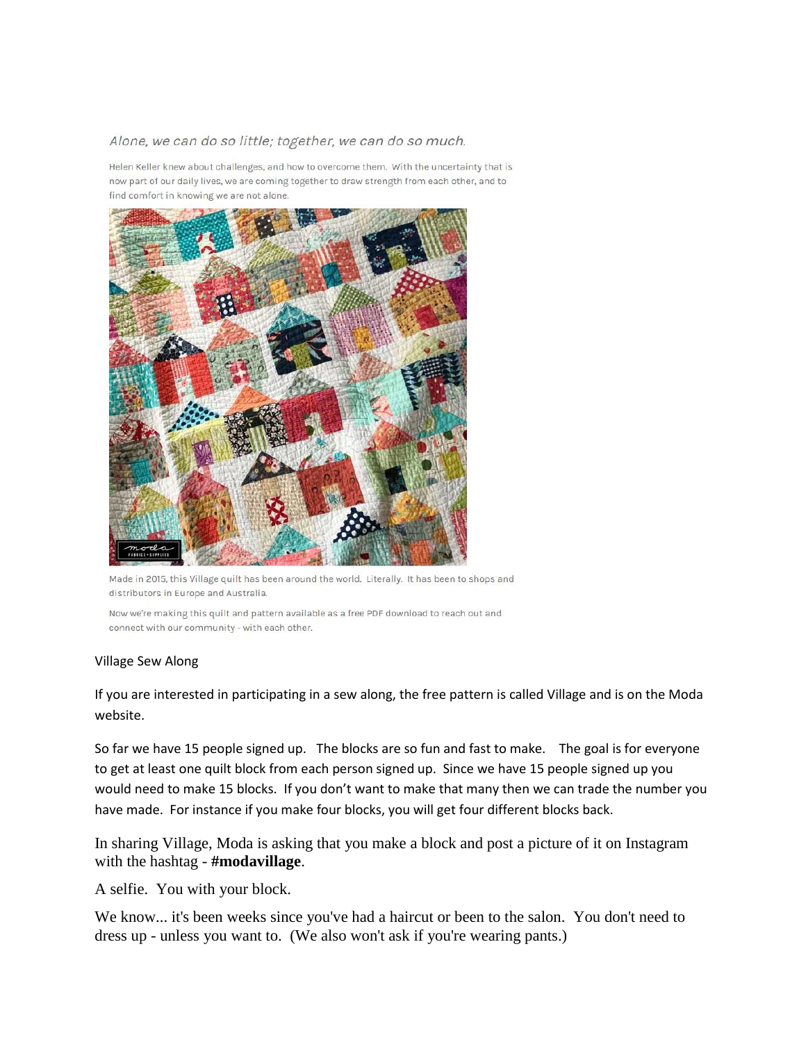*Alone, we can do so little; together, we can do so much.*

Helen Keller knew about challenges, and how to overcome them. With the uncertainty that is now part of our daily lives, we are coming together to draw strength from each other, and to find comfort in knowing we are not alone.

Made in 2015, this Village quilt has been around the world. Literally. It has been to shops and distributors in Europe and Australia.

Now we're making this quilt and pattern available as a free PDF download to reach out and connect with our community - with each other.

Village Sew Along

If you are interested in participating in a sew along, the free pattern is called Village and is on the Moda website.

So far we have 15 people signed up. The blocks are so fun and fast to make. The goal is for everyone to get at least one quilt block from each person signed up. Since we have 15 people signed up you would need to make 15 blocks. If you don't want to make that many then we can trade the number you have made. For instance if you make four blocks, you will get four different blocks back.

In sharing Village, Moda is asking that you make a block and post a picture of it on Instagram with the hashtag - **#modavillage**.

A selfie. You with your block.

We know... it's been weeks since you've had a haircut or been to the salon. You don't need to dress up - unless you want to. (We also won't ask if you're wearing pants.)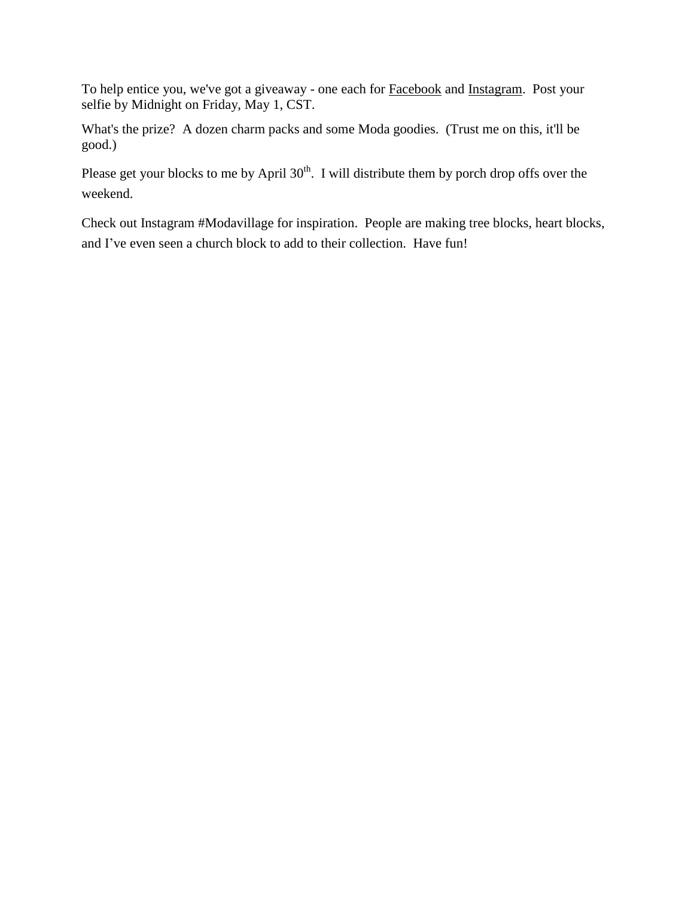To help entice you, we've got a giveaway - one each for Facebook and Instagram.  Post your selfie by Midnight on Friday, May 1, CST.

What's the prize?  A dozen charm packs and some Moda goodies.  (Trust me on this, it'll be good.)

Please get your blocks to me by April 30th.  I will distribute them by porch drop offs over the weekend.

Check out Instagram #Modavillage for inspiration.  People are making tree blocks, heart blocks, and I've even seen a church block to add to their collection.  Have fun!